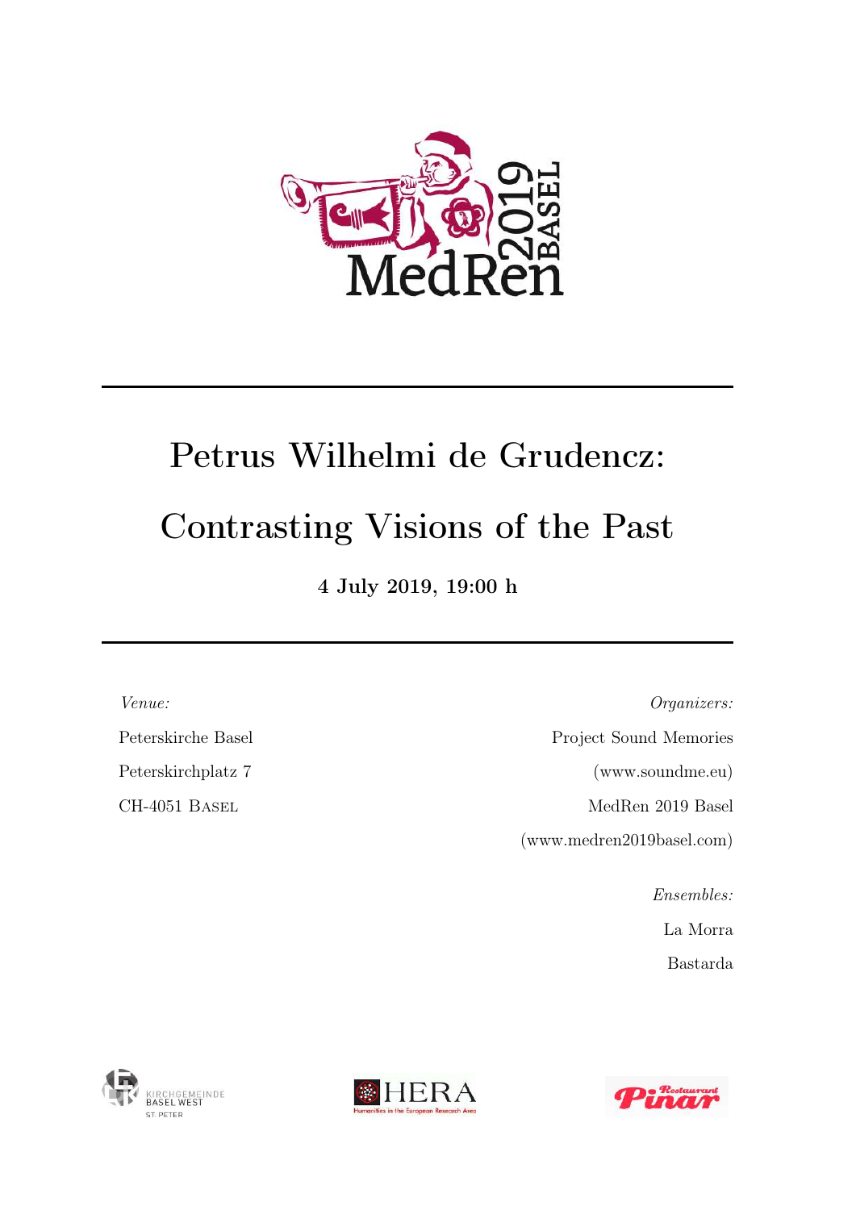# Petrus Wilhelmi de Grudencz:

# Contrasting Visions of the Past

**4 July 2019, 19:00 h**

*Venue:*

Peterskirche Basel

Peterskirchplatz 7

CH-4051 Basel

*Organizers:*

Project Sound Memories

(www.soundme.eu)

MedRen 2019 Basel

(www.medren2019basel.com)

*Ensembles:*

La Morra

Bastarda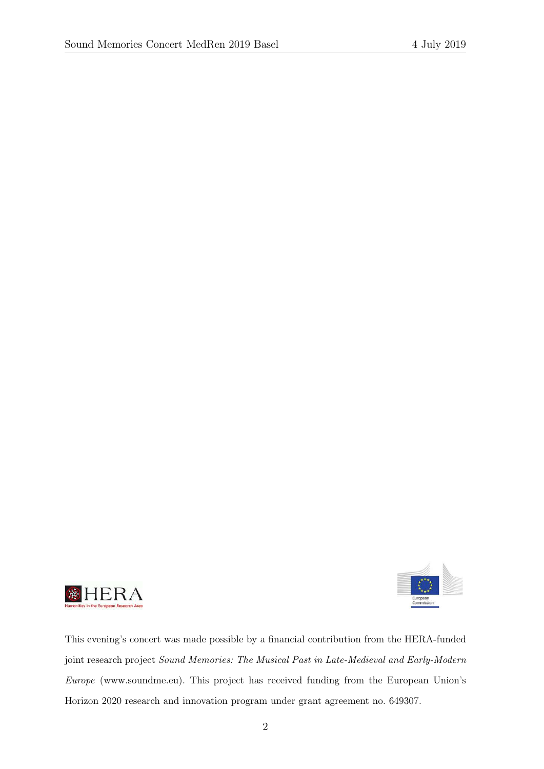This evening's concert was made possible by a financial contribution from the HERA-funded joint research project *Sound Memories: The Musical Past in Late-Medieval and Early-Modern Europe* (www.soundme.eu). This project has received funding from the European Union's Horizon 2020 research and innovation program under grant agreement no. 649307.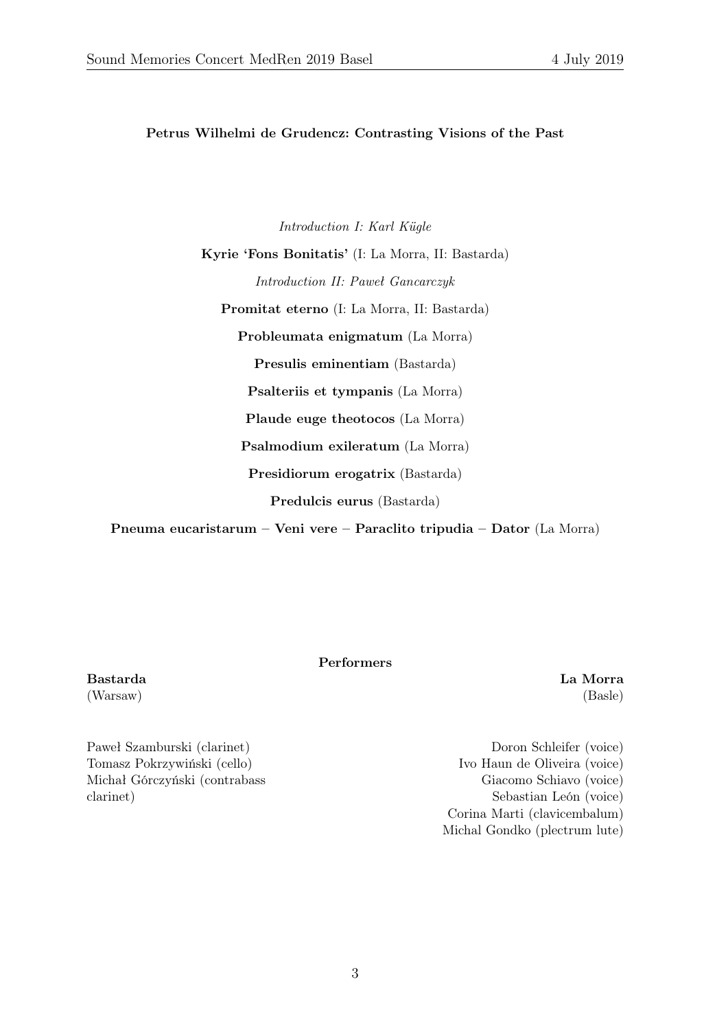**Petrus Wilhelmi de Grudencz: Contrasting Visions of the Past**

*Introduction I: Karl Kügle*

**Kyrie 'Fons Bonitatis'** (I: La Morra, II: Bastarda)

*Introduction II: Paweł Gancarczyk*

**Promitat eterno** (I: La Morra, II: Bastarda)

**Probleumata enigmatum** (La Morra)

**Presulis eminentiam** (Bastarda)

**Psalteriis et tympanis** (La Morra)

**Plaude euge theotocos** (La Morra)

**Psalmodium exileratum** (La Morra)

**Presidiorum erogatrix** (Bastarda)

**Predulcis eurus** (Bastarda)

**Pneuma eucaristarum – Veni vere – Paraclito tripudia – Dator** (La Morra)

**Performers**

**Bastarda**
(Warsaw)

Paweł Szamburski (clarinet)
Tomasz Pokrzywiński (cello)
Michał Górczyński (contrabass clarinet)

**La Morra**
(Basle)

Doron Schleifer (voice)
Ivo Haun de Oliveira (voice)
Giacomo Schiavo (voice)
Sebastian León (voice)
Corina Marti (clavicembalum)
Michal Gondko (plectrum lute)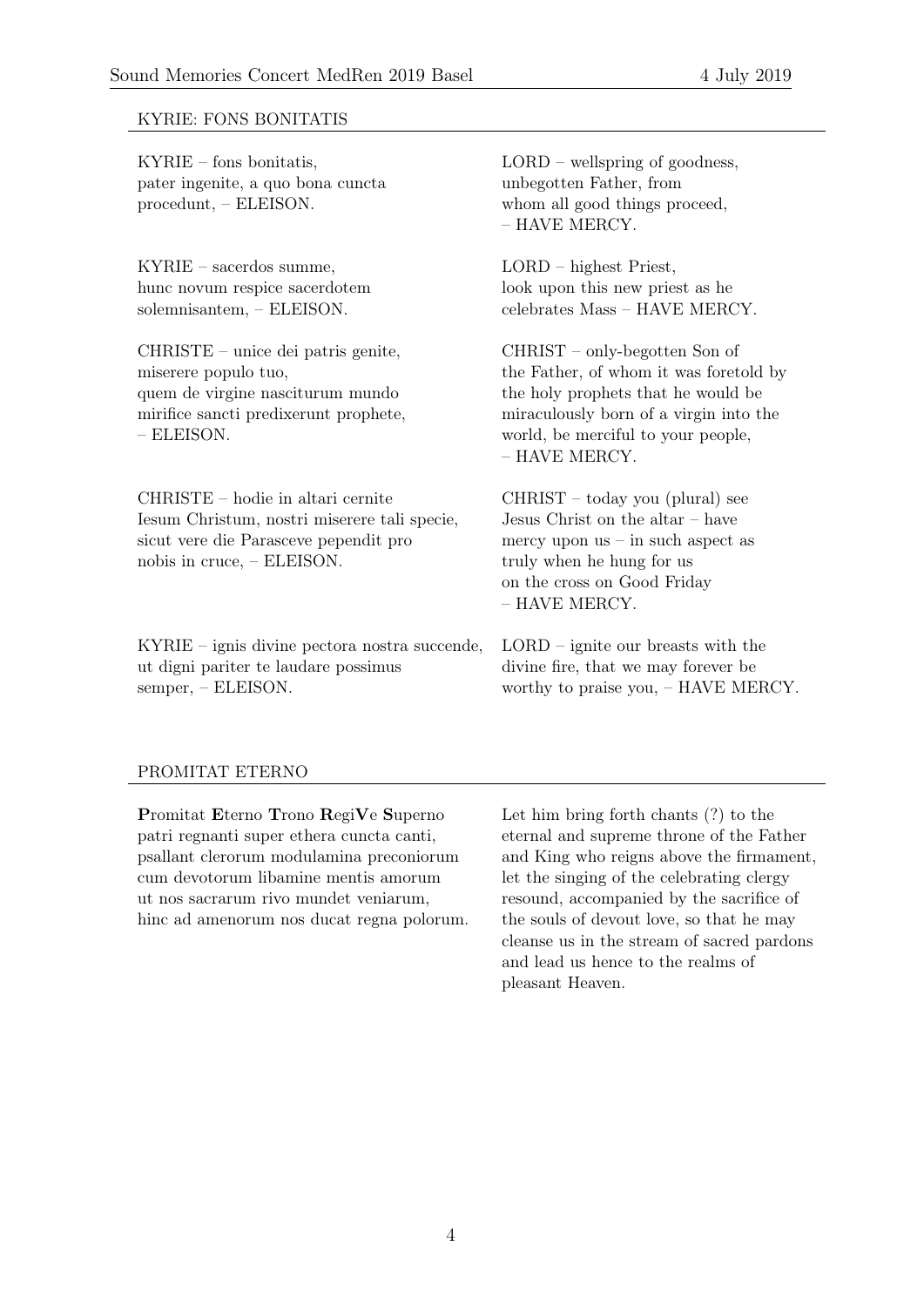## KYRIE: FONS BONITATIS

KYRIE – fons bonitatis,
pater ingenite, a quo bona cuncta
procedunt, – ELEISON.

LORD – wellspring of goodness,
unbegotten Father, from
whom all good things proceed,
– HAVE MERCY.

KYRIE – sacerdos summe,
hunc novum respice sacerdotem
solemnisantem, – ELEISON.

LORD – highest Priest,
look upon this new priest as he
celebrates Mass – HAVE MERCY.

CHRISTE – unice dei patris genite,
miserere populo tuo,
quem de virgine nasciturum mundo
mirifice sancti predixerunt prophete,
– ELEISON.

CHRIST – only-begotten Son of
the Father, of whom it was foretold by
the holy prophets that he would be
miraculously born of a virgin into the
world, be merciful to your people,
– HAVE MERCY.

CHRISTE – hodie in altari cernite
Iesum Christum, nostri miserere tali specie,
sicut vere die Parasceve pependit pro
nobis in cruce, – ELEISON.

CHRIST – today you (plural) see
Jesus Christ on the altar – have
mercy upon us – in such aspect as
truly when he hung for us
on the cross on Good Friday
– HAVE MERCY.

KYRIE – ignis divine pectora nostra succende,
ut digni pariter te laudare possimus
semper, – ELEISON.

LORD – ignite our breasts with the
divine fire, that we may forever be
worthy to praise you, – HAVE MERCY.

## PROMITAT ETERNO

**P**romitat **E**terno **T**rono **R**egi**V**e **S**uperno
patri regnanti super ethera cuncta canti,
psallant clerorum modulamina preconiorum
cum devotorum libamine mentis amorum
ut nos sacrarum rivo mundet veniarum,
hinc ad amenorum nos ducat regna polorum.

Let him bring forth chants (?) to the
eternal and supreme throne of the Father
and King who reigns above the firmament,
let the singing of the celebrating clergy
resound, accompanied by the sacrifice of
the souls of devout love, so that he may
cleanse us in the stream of sacred pardons
and lead us hence to the realms of
pleasant Heaven.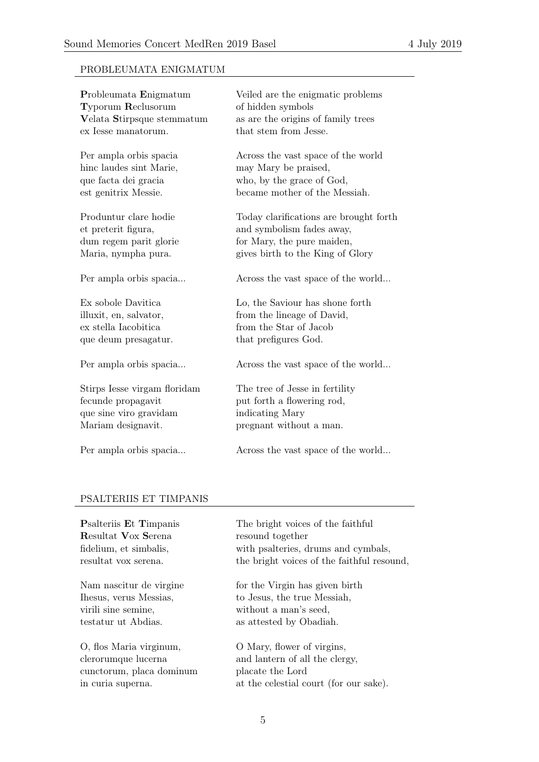## PROBLEUMATA ENIGMATUM

| | |
|---|---|
| **P**robleumata **E**nigmatum<br>**T**yporum **R**eclusorum<br>**V**elata **S**tirpsque stemmatum<br>ex Iesse manatorum. | Veiled are the enigmatic problems<br>of hidden symbols<br>as are the origins of family trees<br>that stem from Jesse. |
| Per ampla orbis spacia<br>hinc laudes sint Marie,<br>que facta dei gracia<br>est genitrix Messie. | Across the vast space of the world<br>may Mary be praised,<br>who, by the grace of God,<br>became mother of the Messiah. |
| Produntur clare hodie<br>et preterit figura,<br>dum regem parit glorie<br>Maria, nympha pura. | Today clarifications are brought forth<br>and symbolism fades away,<br>for Mary, the pure maiden,<br>gives birth to the King of Glory |
| Per ampla orbis spacia... | Across the vast space of the world... |
| Ex sobole Davitica<br>illuxit, en, salvator,<br>ex stella Iacobitica<br>que deum presagatur. | Lo, the Saviour has shone forth<br>from the lineage of David,<br>from the Star of Jacob<br>that prefigures God. |
| Per ampla orbis spacia... | Across the vast space of the world... |
| Stirps Iesse virgam floridam<br>fecunde propagavit<br>que sine viro gravidam<br>Mariam designavit. | The tree of Jesse in fertility<br>put forth a flowering rod,<br>indicating Mary<br>pregnant without a man. |
| Per ampla orbis spacia... | Across the vast space of the world... |

## PSALTERIIS ET TIMPANIS

| | |
|---|---|
| **P**salteriis **E**t **T**impanis<br>**R**esultat **V**ox **S**erena<br>fidelium, et simbalis,<br>resultat vox serena. | The bright voices of the faithful<br>resound together<br>with psalteries, drums and cymbals,<br>the bright voices of the faithful resound, |
| Nam nascitur de virgine<br>Ihesus, verus Messias,<br>virili sine semine,<br>testatur ut Abdias. | for the Virgin has given birth<br>to Jesus, the true Messiah,<br>without a man's seed,<br>as attested by Obadiah. |
| O, flos Maria virginum,<br>clerorumque lucerna<br>cunctorum, placa dominum<br>in curia superna. | O Mary, flower of virgins,<br>and lantern of all the clergy,<br>placate the Lord<br>at the celestial court (for our sake). |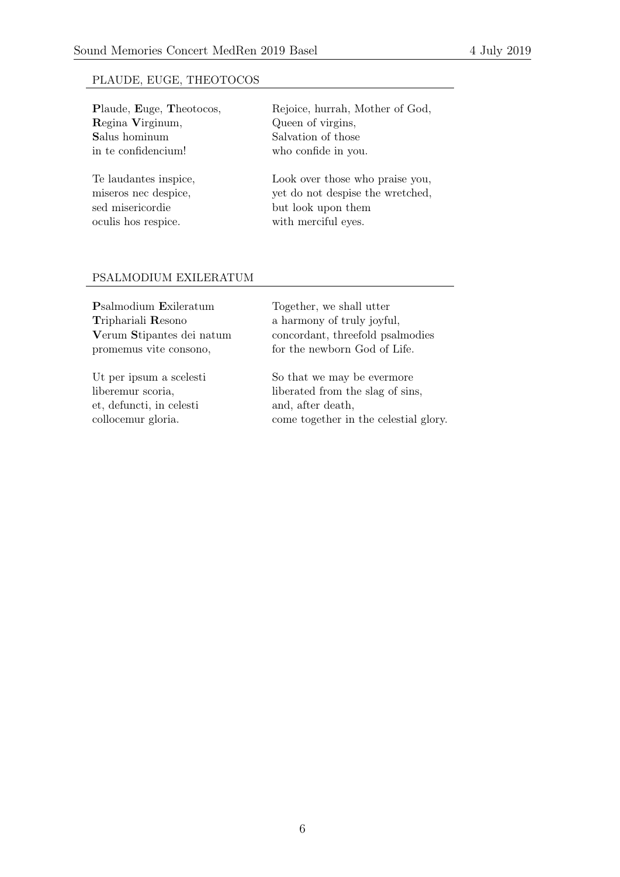## PLAUDE, EUGE, THEOTOCOS

| | |
|---|---|
| **P**laude, **E**uge, **T**heotocos, | Rejoice, hurrah, Mother of God, |
| **R**egina **V**irginum, | Queen of virgins, |
| **S**alus hominum | Salvation of those |
| in te confidencium! | who confide in you. |
| | |
| Te laudantes inspice, | Look over those who praise you, |
| miseros nec despice, | yet do not despise the wretched, |
| sed misericordie | but look upon them |
| oculis hos respice. | with merciful eyes. |

## PSALMODIUM EXILERATUM

| | |
|---|---|
| **P**salmodium **E**xileratum | Together, we shall utter |
| **T**riphariali **R**esono | a harmony of truly joyful, |
| **V**erum **S**tipantes dei natum | concordant, threefold psalmodies |
| promemus vite consono, | for the newborn God of Life. |
| | |
| Ut per ipsum a scelesti | So that we may be evermore |
| liberemur scoria, | liberated from the slag of sins, |
| et, defuncti, in celesti | and, after death, |
| collocemur gloria. | come together in the celestial glory. |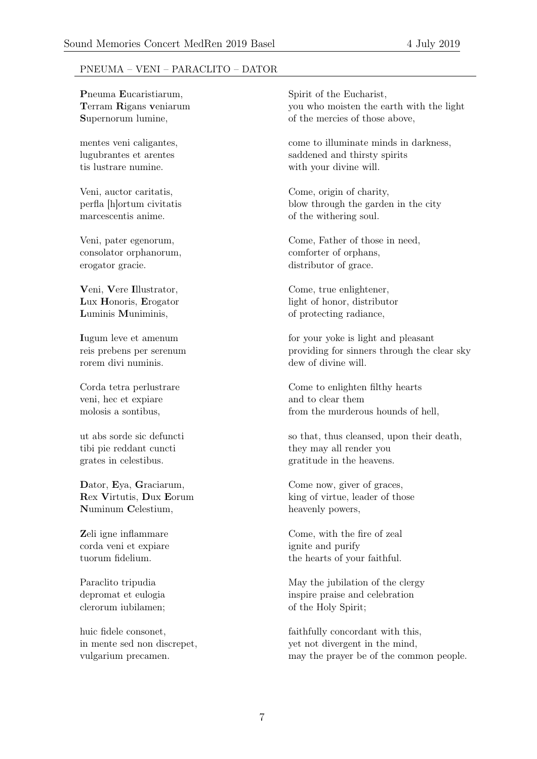PNEUMA – VENI – PARACLITO – DATOR

| | |
|---|---|
| **P**neuma **E**ucaristiarum,<br>**T**erram **R**igans **v**eniarum<br>**S**upernorum lumine, | Spirit of the Eucharist,<br>you who moisten the earth with the light<br>of the mercies of those above, |
| mentes veni caligantes,<br>lugubrantes et arentes<br>tis lustrare numine. | come to illuminate minds in darkness,<br>saddened and thirsty spirits<br>with your divine will. |
| Veni, auctor caritatis,<br>perfla [h]ortum civitatis<br>marcescentis anime. | Come, origin of charity,<br>blow through the garden in the city<br>of the withering soul. |
| Veni, pater egenorum,<br>consolator orphanorum,<br>erogator gracie. | Come, Father of those in need,<br>comforter of orphans,<br>distributor of grace. |
| **V**eni, **V**ere **I**llustrator,<br>**L**ux **H**onoris, **E**rogator<br>**L**uminis **M**uniminis, | Come, true enlightener,<br>light of honor, distributor<br>of protecting radiance, |
| **I**ugum leve et amenum<br>reis prebens per serenum<br>rorem divi numinis. | for your yoke is light and pleasant<br>providing for sinners through the clear sky<br>dew of divine will. |
| Corda tetra perlustrare<br>veni, hec et expiare<br>molosis a sontibus, | Come to enlighten filthy hearts<br>and to clear them<br>from the murderous hounds of hell, |
| ut abs sorde sic defuncti<br>tibi pie reddant cuncti<br>grates in celestibus. | so that, thus cleansed, upon their death,<br>they may all render you<br>gratitude in the heavens. |
| **D**ator, **E**ya, **G**raciarum,<br>**R**ex **V**irtutis, **D**ux **E**orum<br>**N**uminum **C**elestium, | Come now, giver of graces,<br>king of virtue, leader of those<br>heavenly powers, |
| **Z**eli igne inflammare<br>corda veni et expiare<br>tuorum fidelium. | Come, with the fire of zeal<br>ignite and purify<br>the hearts of your faithful. |
| Paraclito tripudia<br>depromat et eulogia<br>clerorum iubilamen; | May the jubilation of the clergy<br>inspire praise and celebration<br>of the Holy Spirit; |
| huic fidele consonet,<br>in mente sed non discrepet,<br>vulgarium precamen. | faithfully concordant with this,<br>yet not divergent in the mind,<br>may the prayer be of the common people. |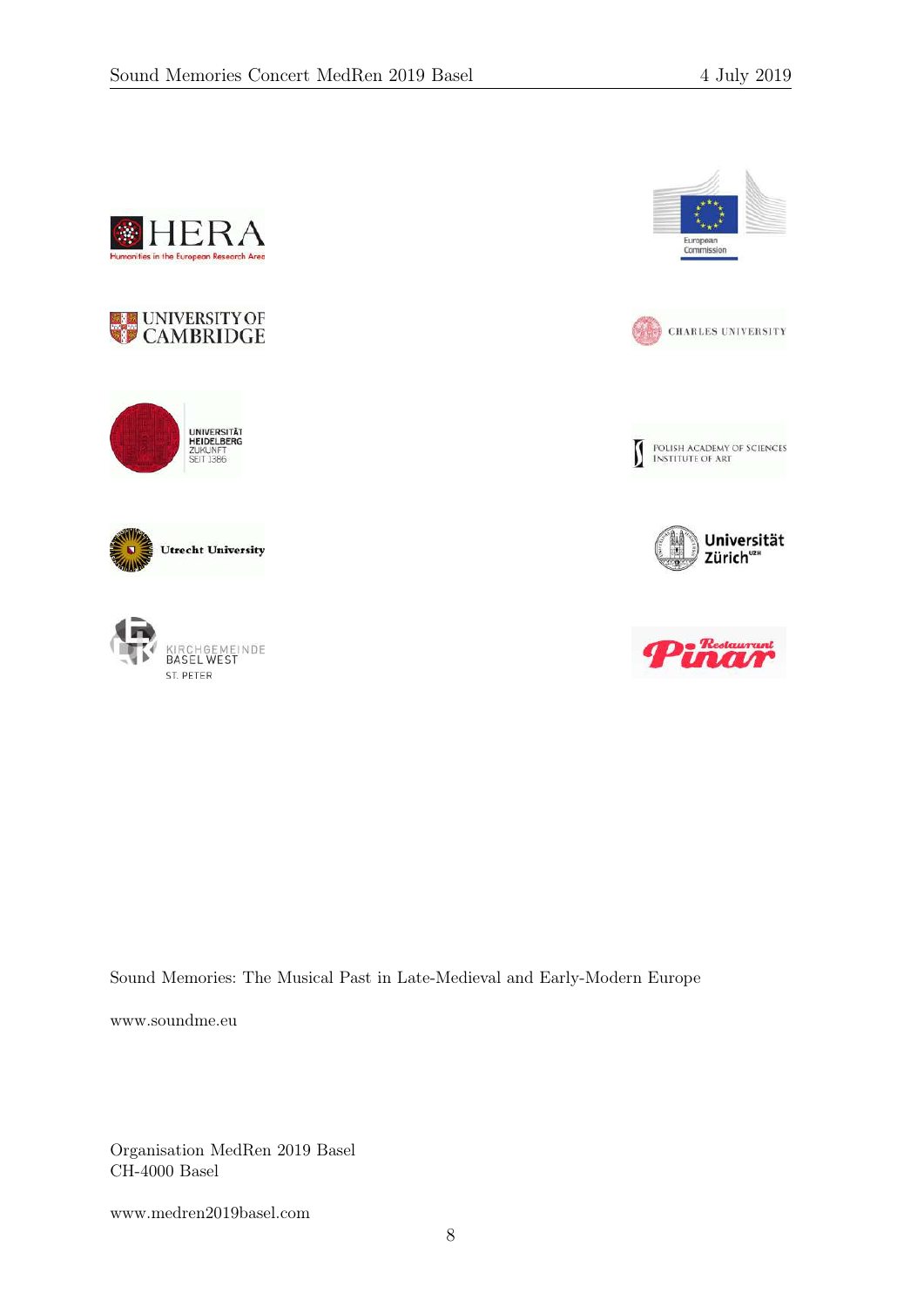Sound Memories: The Musical Past in Late-Medieval and Early-Modern Europe

www.soundme.eu

Organisation MedRen 2019 Basel
CH-4000 Basel

www.medren2019basel.com